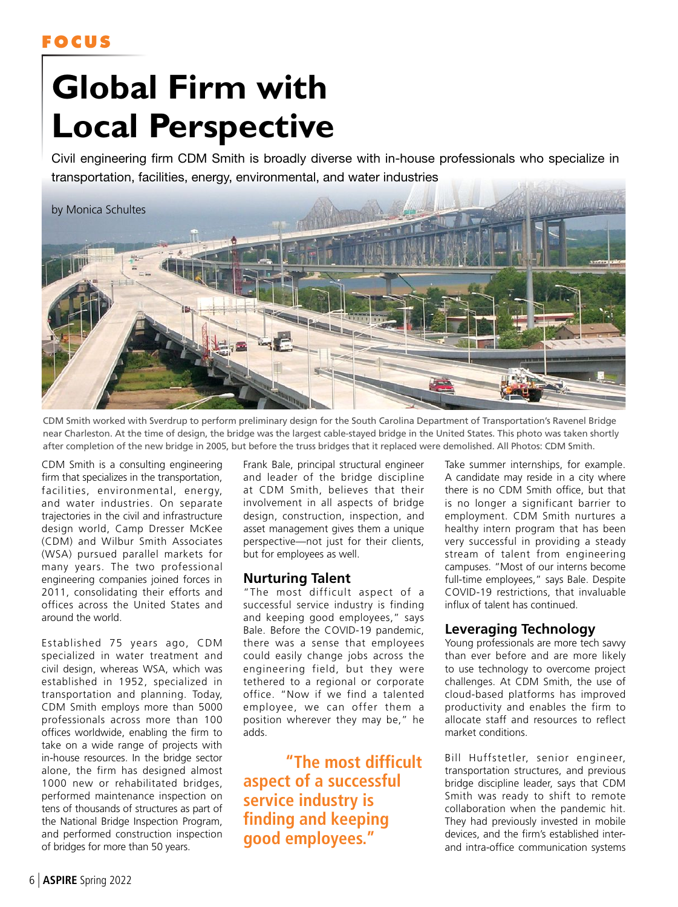FOCUS

# Global Firm with Local Perspective

Civil engineering firm CDM Smith is broadly diverse with in-house professionals who specialize in transportation, facilities, energy, environmental, and water industries

by Monica Schultes

CDM Smith worked with Sverdrup to perform preliminary design for the South Carolina Department of Transportation's Ravenel Bridge near Charleston. At the time of design, the bridge was the largest cable-stayed bridge in the United States. This photo was taken shortly after completion of the new bridge in 2005, but before the truss bridges that it replaced were demolished. All Photos: CDM Smith.

CDM Smith is a consulting engineering firm that specializes in the transportation, facilities, environmental, energy, and water industries. On separate trajectories in the civil and infrastructure design world, Camp Dresser McKee (CDM) and Wilbur Smith Associates (WSA) pursued parallel markets for many years. The two professional engineering companies joined forces in 2011, consolidating their efforts and offices across the United States and around the world.

Established 75 years ago, CDM specialized in water treatment and civil design, whereas WSA, which was established in 1952, specialized in transportation and planning. Today, CDM Smith employs more than 5000 professionals across more than 100 offices worldwide, enabling the firm to take on a wide range of projects with in-house resources. In the bridge sector alone, the firm has designed almost 1000 new or rehabilitated bridges, performed maintenance inspection on tens of thousands of structures as part of the National Bridge Inspection Program, and performed construction inspection of bridges for more than 50 years.

Frank Bale, principal structural engineer and leader of the bridge discipline at CDM Smith, believes that their involvement in all aspects of bridge design, construction, inspection, and asset management gives them a unique perspective—not just for their clients, but for employees as well.

## Nurturing Talent

"The most difficult aspect of a successful service industry is finding and keeping good employees," says Bale. Before the COVID-19 pandemic, there was a sense that employees could easily change jobs across the engineering field, but they were tethered to a regional or corporate office. "Now if we find a talented employee, we can offer them a position wherever they may be," he adds.

> "The most difficult aspect of a successful service industry is finding and keeping good employees."

Take summer internships, for example. A candidate may reside in a city where there is no CDM Smith office, but that is no longer a significant barrier to employment. CDM Smith nurtures a healthy intern program that has been very successful in providing a steady stream of talent from engineering campuses. "Most of our interns become full-time employees," says Bale. Despite COVID-19 restrictions, that invaluable influx of talent has continued.

## Leveraging Technology

Young professionals are more tech savvy than ever before and are more likely to use technology to overcome project challenges. At CDM Smith, the use of cloud-based platforms has improved productivity and enables the firm to allocate staff and resources to reflect market conditions.

Bill Huffstetler, senior engineer, transportation structures, and previous bridge discipline leader, says that CDM Smith was ready to shift to remote collaboration when the pandemic hit. They had previously invested in mobile devices, and the firm's established inter- and intra-office communication systems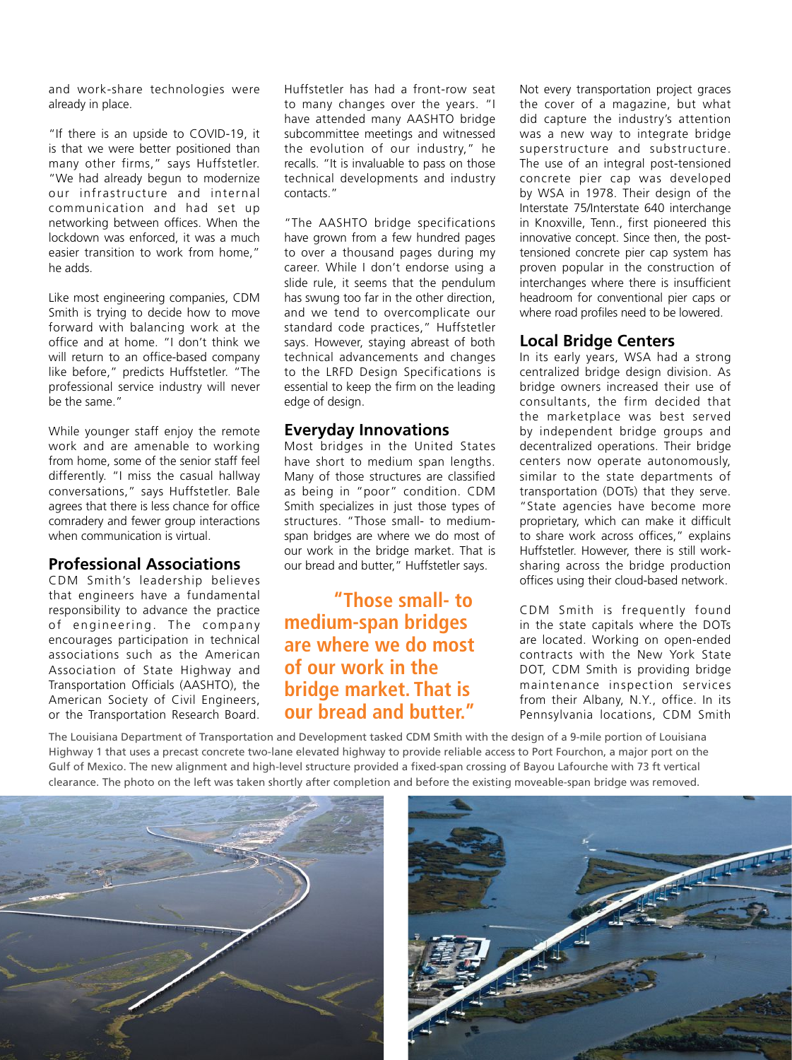and work-share technologies were already in place.

"If there is an upside to COVID-19, it is that we were better positioned than many other firms," says Huffstetler. "We had already begun to modernize our infrastructure and internal communication and had set up networking between offices. When the lockdown was enforced, it was a much easier transition to work from home," he adds.

Like most engineering companies, CDM Smith is trying to decide how to move forward with balancing work at the office and at home. "I don't think we will return to an office-based company like before," predicts Huffstetler. "The professional service industry will never be the same."

While younger staff enjoy the remote work and are amenable to working from home, some of the senior staff feel differently. "I miss the casual hallway conversations," says Huffstetler. Bale agrees that there is less chance for office comradery and fewer group interactions when communication is virtual.

## Professional Associations

CDM Smith's leadership believes that engineers have a fundamental responsibility to advance the practice of engineering. The company encourages participation in technical associations such as the American Association of State Highway and Transportation Officials (AASHTO), the American Society of Civil Engineers, or the Transportation Research Board. Huffstetler has had a front-row seat to many changes over the years. "I have attended many AASHTO bridge subcommittee meetings and witnessed the evolution of our industry," he recalls. "It is invaluable to pass on those technical developments and industry contacts."

"The AASHTO bridge specifications have grown from a few hundred pages to over a thousand pages during my career. While I don't endorse using a slide rule, it seems that the pendulum has swung too far in the other direction, and we tend to overcomplicate our standard code practices," Huffstetler says. However, staying abreast of both technical advancements and changes to the LRFD Design Specifications is essential to keep the firm on the leading edge of design.

## Everyday Innovations

Most bridges in the United States have short to medium span lengths. Many of those structures are classified as being in "poor" condition. CDM Smith specializes in just those types of structures. "Those small- to medium-span bridges are where we do most of our work in the bridge market. That is our bread and butter," Huffstetler says.

> **"Those small- to medium-span bridges are where we do most of our work in the bridge market. That is our bread and butter."**

Not every transportation project graces the cover of a magazine, but what did capture the industry's attention was a new way to integrate bridge superstructure and substructure. The use of an integral post-tensioned concrete pier cap was developed by WSA in 1978. Their design of the Interstate 75/Interstate 640 interchange in Knoxville, Tenn., first pioneered this innovative concept. Since then, the post-tensioned concrete pier cap system has proven popular in the construction of interchanges where there is insufficient headroom for conventional pier caps or where road profiles need to be lowered.

## Local Bridge Centers

In its early years, WSA had a strong centralized bridge design division. As bridge owners increased their use of consultants, the firm decided that the marketplace was best served by independent bridge groups and decentralized operations. Their bridge centers now operate autonomously, similar to the state departments of transportation (DOTs) that they serve. "State agencies have become more proprietary, which can make it difficult to share work across offices," explains Huffstetler. However, there is still work-sharing across the bridge production offices using their cloud-based network.

CDM Smith is frequently found in the state capitals where the DOTs are located. Working on open-ended contracts with the New York State DOT, CDM Smith is providing bridge maintenance inspection services from their Albany, N.Y., office. In its Pennsylvania locations, CDM Smith

The Louisiana Department of Transportation and Development tasked CDM Smith with the design of a 9-mile portion of Louisiana Highway 1 that uses a precast concrete two-lane elevated highway to provide reliable access to Port Fourchon, a major port on the Gulf of Mexico. The new alignment and high-level structure provided a fixed-span crossing of Bayou Lafourche with 73 ft vertical clearance. The photo on the left was taken shortly after completion and before the existing moveable-span bridge was removed.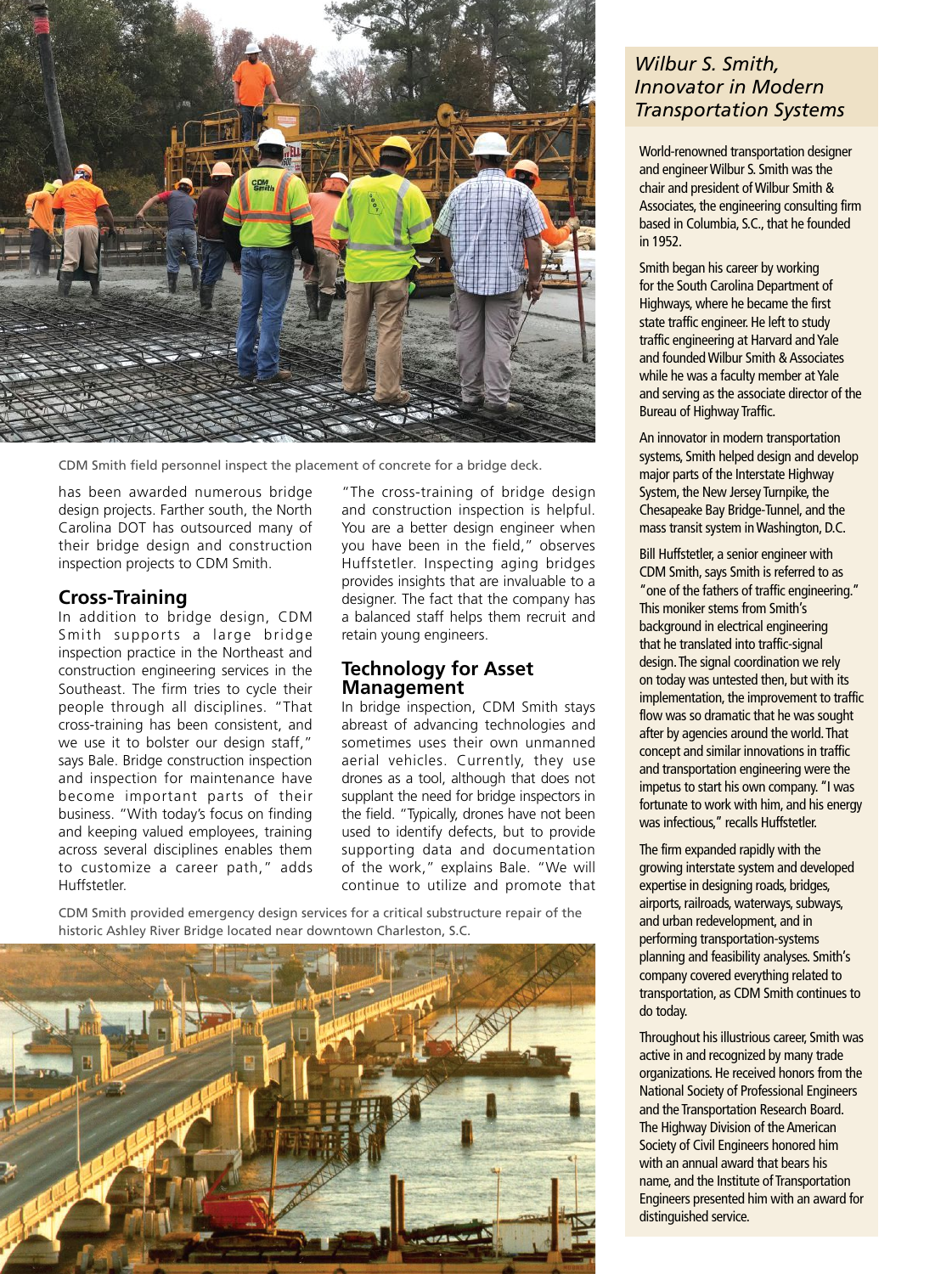CDM Smith field personnel inspect the placement of concrete for a bridge deck.

has been awarded numerous bridge design projects. Farther south, the North Carolina DOT has outsourced many of their bridge design and construction inspection projects to CDM Smith.

## Cross-Training

In addition to bridge design, CDM Smith supports a large bridge inspection practice in the Northeast and construction engineering services in the Southeast. The firm tries to cycle their people through all disciplines. "That cross-training has been consistent, and we use it to bolster our design staff," says Bale. Bridge construction inspection and inspection for maintenance have become important parts of their business. "With today's focus on finding and keeping valued employees, training across several disciplines enables them to customize a career path," adds Huffstetler.

"The cross-training of bridge design and construction inspection is helpful. You are a better design engineer when you have been in the field," observes Huffstetler. Inspecting aging bridges provides insights that are invaluable to a designer. The fact that the company has a balanced staff helps them recruit and retain young engineers.

## Technology for Asset Management

In bridge inspection, CDM Smith stays abreast of advancing technologies and sometimes uses their own unmanned aerial vehicles. Currently, they use drones as a tool, although that does not supplant the need for bridge inspectors in the field. "Typically, drones have not been used to identify defects, but to provide supporting data and documentation of the work," explains Bale. "We will continue to utilize and promote that

CDM Smith provided emergency design services for a critical substructure repair of the historic Ashley River Bridge located near downtown Charleston, S.C.

## *Wilbur S. Smith, Innovator in Modern Transportation Systems*

World-renowned transportation designer and engineer Wilbur S. Smith was the chair and president of Wilbur Smith & Associates, the engineering consulting firm based in Columbia, S.C., that he founded in 1952.

Smith began his career by working for the South Carolina Department of Highways, where he became the first state traffic engineer. He left to study traffic engineering at Harvard and Yale and founded Wilbur Smith & Associates while he was a faculty member at Yale and serving as the associate director of the Bureau of Highway Traffic.

An innovator in modern transportation systems, Smith helped design and develop major parts of the Interstate Highway System, the New Jersey Turnpike, the Chesapeake Bay Bridge-Tunnel, and the mass transit system in Washington, D.C.

Bill Huffstetler, a senior engineer with CDM Smith, says Smith is referred to as "one of the fathers of traffic engineering." This moniker stems from Smith's background in electrical engineering that he translated into traffic-signal design. The signal coordination we rely on today was untested then, but with its implementation, the improvement to traffic flow was so dramatic that he was sought after by agencies around the world. That concept and similar innovations in traffic and transportation engineering were the impetus to start his own company. "I was fortunate to work with him, and his energy was infectious," recalls Huffstetler.

The firm expanded rapidly with the growing interstate system and developed expertise in designing roads, bridges, airports, railroads, waterways, subways, and urban redevelopment, and in performing transportation-systems planning and feasibility analyses. Smith's company covered everything related to transportation, as CDM Smith continues to do today.

Throughout his illustrious career, Smith was active in and recognized by many trade organizations. He received honors from the National Society of Professional Engineers and the Transportation Research Board. The Highway Division of the American Society of Civil Engineers honored him with an annual award that bears his name, and the Institute of Transportation Engineers presented him with an award for distinguished service.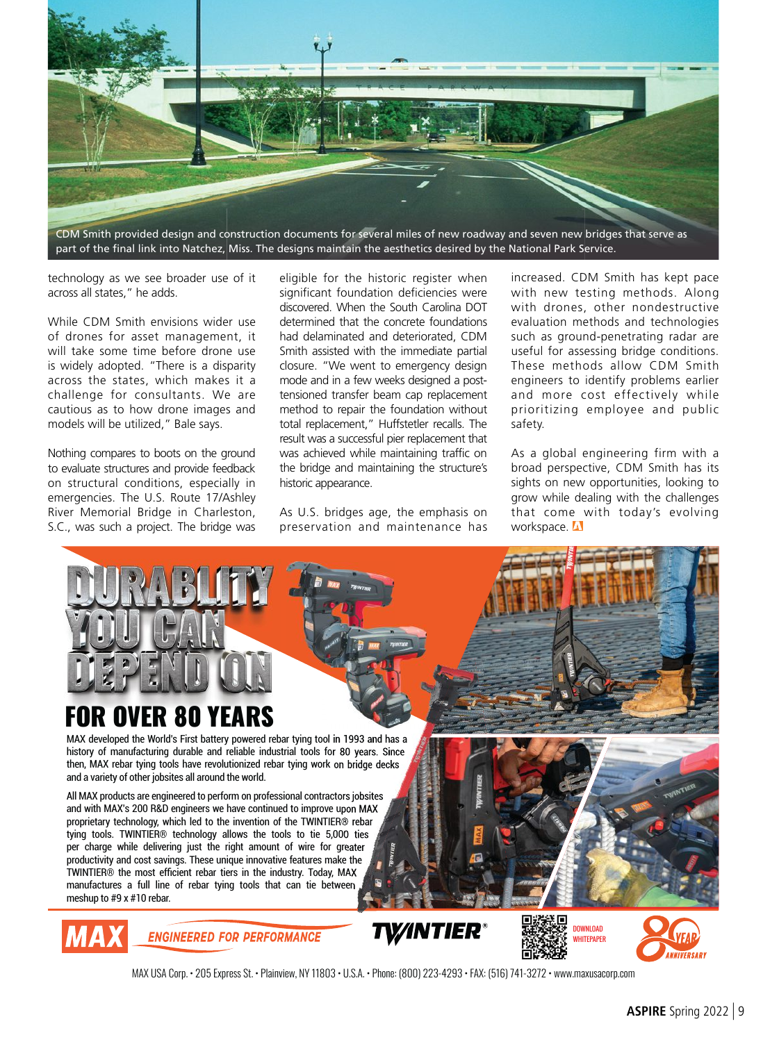CDM Smith provided design and construction documents for several miles of new roadway and seven new bridges that serve as part of the final link into Natchez, Miss. The designs maintain the aesthetics desired by the National Park Service.

technology as we see broader use of it across all states," he adds.

While CDM Smith envisions wider use of drones for asset management, it will take some time before drone use is widely adopted. "There is a disparity across the states, which makes it a challenge for consultants. We are cautious as to how drone images and models will be utilized," Bale says.

Nothing compares to boots on the ground to evaluate structures and provide feedback on structural conditions, especially in emergencies. The U.S. Route 17/Ashley River Memorial Bridge in Charleston, S.C., was such a project. The bridge was eligible for the historic register when significant foundation deficiencies were discovered. When the South Carolina DOT determined that the concrete foundations had delaminated and deteriorated, CDM Smith assisted with the immediate partial closure. "We went to emergency design mode and in a few weeks designed a post-tensioned transfer beam cap replacement method to repair the foundation without total replacement," Huffstetler recalls. The result was a successful pier replacement that was achieved while maintaining traffic on the bridge and maintaining the structure's historic appearance.

As U.S. bridges age, the emphasis on preservation and maintenance has increased. CDM Smith has kept pace with new testing methods. Along with drones, other nondestructive evaluation methods and technologies such as ground-penetrating radar are useful for assessing bridge conditions. These methods allow CDM Smith engineers to identify problems earlier and more cost effectively while prioritizing employee and public safety.

As a global engineering firm with a broad perspective, CDM Smith has its sights on new opportunities, looking to grow while dealing with the challenges that come with today's evolving workspace.

# DURABLITY YOU CAN DEPEND ON

## FOR OVER 80 YEARS

MAX developed the World's First battery powered rebar tying tool in 1993 and has a history of manufacturing durable and reliable industrial tools for 80 years. Since then, MAX rebar tying tools have revolutionized rebar tying work on bridge decks and a variety of other jobsites all around the world.

All MAX products are engineered to perform on professional contractors jobsites and with MAX's 200 R&D engineers we have continued to improve upon MAX proprietary technology, which led to the invention of the TWINTIER® rebar tying tools. TWINTIER® technology allows the tools to tie 5,000 ties per charge while delivering just the right amount of wire for greater productivity and cost savings. These unique innovative features make the TWINTIER® the most efficient rebar tiers in the industry. Today, MAX manufactures a full line of rebar tying tools that can tie between meshup to #9 x #10 rebar.

MAX ENGINEERED FOR PERFORMANCE

TWINTIER®

DOWNLOAD WHITEPAPER

80 YEAR ANNIVERSARY

MAX USA Corp. • 205 Express St. • Plainview, NY 11803 • U.S.A. • Phone: (800) 223-4293 • FAX: (516) 741-3272 • www.maxusacorp.com